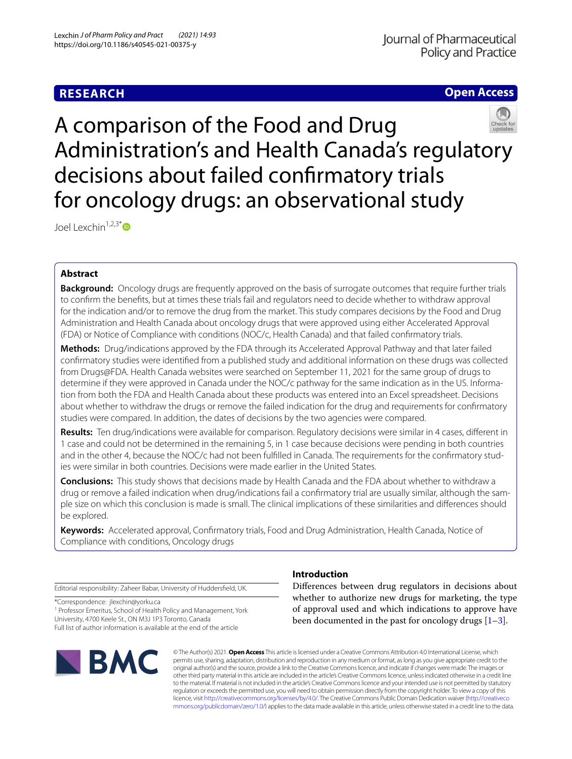**RESEARCH** **Open Access**

# A comparison of the Food and Drug Administration's and Health Canada's regulatory decisions about failed confirmatory trials for oncology drugs: an observational study

Joel Lexchin[1,2,3*]

## Abstract

**Background:** Oncology drugs are frequently approved on the basis of surrogate outcomes that require further trials to confirm the benefits, but at times these trials fail and regulators need to decide whether to withdraw approval for the indication and/or to remove the drug from the market. This study compares decisions by the Food and Drug Administration and Health Canada about oncology drugs that were approved using either Accelerated Approval (FDA) or Notice of Compliance with conditions (NOC/c, Health Canada) and that failed confirmatory trials.

**Methods:** Drug/indications approved by the FDA through its Accelerated Approval Pathway and that later failed confirmatory studies were identified from a published study and additional information on these drugs was collected from Drugs@FDA. Health Canada websites were searched on September 11, 2021 for the same group of drugs to determine if they were approved in Canada under the NOC/c pathway for the same indication as in the US. Information from both the FDA and Health Canada about these products was entered into an Excel spreadsheet. Decisions about whether to withdraw the drugs or remove the failed indication for the drug and requirements for confirmatory studies were compared. In addition, the dates of decisions by the two agencies were compared.

**Results:** Ten drug/indications were available for comparison. Regulatory decisions were similar in 4 cases, different in 1 case and could not be determined in the remaining 5, in 1 case because decisions were pending in both countries and in the other 4, because the NOC/c had not been fulfilled in Canada. The requirements for the confirmatory studies were similar in both countries. Decisions were made earlier in the United States.

**Conclusions:** This study shows that decisions made by Health Canada and the FDA about whether to withdraw a drug or remove a failed indication when drug/indications fail a confirmatory trial are usually similar, although the sample size on which this conclusion is made is small. The clinical implications of these similarities and differences should be explored.

**Keywords:** Accelerated approval, Confirmatory trials, Food and Drug Administration, Health Canada, Notice of Compliance with conditions, Oncology drugs

Editorial responsibility: Zaheer Babar, University of Huddersfield, UK.

*Correspondence: jlexchin@yorku.ca

[1] Professor Emeritus, School of Health Policy and Management, York University, 4700 Keele St., ON M3J 1P3 Toronto, Canada

Full list of author information is available at the end of the article

## Introduction

Differences between drug regulators in decisions about whether to authorize new drugs for marketing, the type of approval used and which indications to approve have been documented in the past for oncology drugs [1–3].

© The Author(s) 2021. **Open Access** This article is licensed under a Creative Commons Attribution 4.0 International License, which permits use, sharing, adaptation, distribution and reproduction in any medium or format, as long as you give appropriate credit to the original author(s) and the source, provide a link to the Creative Commons licence, and indicate if changes were made. The images or other third party material in this article are included in the article's Creative Commons licence, unless indicated otherwise in a credit line to the material. If material is not included in the article's Creative Commons licence and your intended use is not permitted by statutory regulation or exceeds the permitted use, you will need to obtain permission directly from the copyright holder. To view a copy of this licence, visit http://creativecommons.org/licenses/by/4.0/. The Creative Commons Public Domain Dedication waiver (http://creativecommons.org/publicdomain/zero/1.0/) applies to the data made available in this article, unless otherwise stated in a credit line to the data.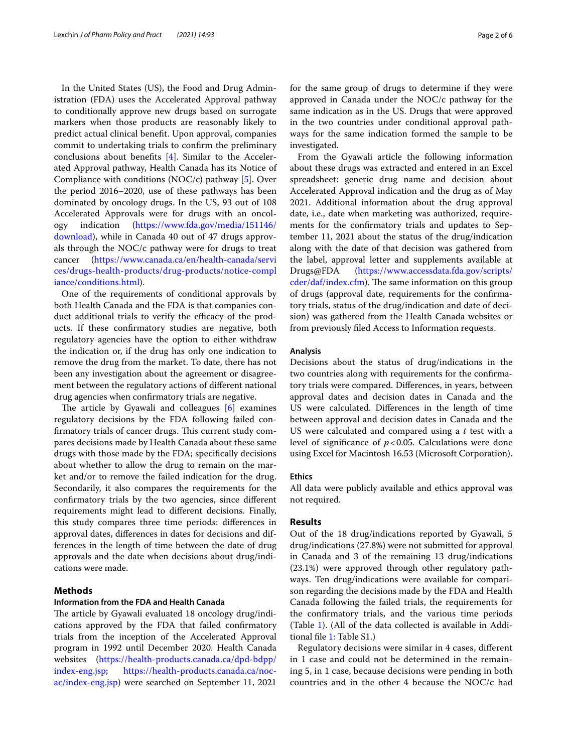In the United States (US), the Food and Drug Administration (FDA) uses the Accelerated Approval pathway to conditionally approve new drugs based on surrogate markers when those products are reasonably likely to predict actual clinical benefit. Upon approval, companies commit to undertaking trials to confirm the preliminary conclusions about benefits [4]. Similar to the Accelerated Approval pathway, Health Canada has its Notice of Compliance with conditions (NOC/c) pathway [5]. Over the period 2016–2020, use of these pathways has been dominated by oncology drugs. In the US, 93 out of 108 Accelerated Approvals were for drugs with an oncology indication (https://www.fda.gov/media/151146/download), while in Canada 40 out of 47 drugs approvals through the NOC/c pathway were for drugs to treat cancer (https://www.canada.ca/en/health-canada/services/drugs-health-products/drug-products/notice-compliance/conditions.html).

One of the requirements of conditional approvals by both Health Canada and the FDA is that companies conduct additional trials to verify the efficacy of the products. If these confirmatory studies are negative, both regulatory agencies have the option to either withdraw the indication or, if the drug has only one indication to remove the drug from the market. To date, there has not been any investigation about the agreement or disagreement between the regulatory actions of different national drug agencies when confirmatory trials are negative.

The article by Gyawali and colleagues [6] examines regulatory decisions by the FDA following failed confirmatory trials of cancer drugs. This current study compares decisions made by Health Canada about these same drugs with those made by the FDA; specifically decisions about whether to allow the drug to remain on the market and/or to remove the failed indication for the drug. Secondarily, it also compares the requirements for the confirmatory trials by the two agencies, since different requirements might lead to different decisions. Finally, this study compares three time periods: differences in approval dates, differences in dates for decisions and differences in the length of time between the date of drug approvals and the date when decisions about drug/indications were made.

## Methods

### Information from the FDA and Health Canada

The article by Gyawali evaluated 18 oncology drug/indications approved by the FDA that failed confirmatory trials from the inception of the Accelerated Approval program in 1992 until December 2020. Health Canada websites (https://health-products.canada.ca/dpd-bdpp/index-eng.jsp; https://health-products.canada.ca/noc-ac/index-eng.jsp) were searched on September 11, 2021 for the same group of drugs to determine if they were approved in Canada under the NOC/c pathway for the same indication as in the US. Drugs that were approved in the two countries under conditional approval pathways for the same indication formed the sample to be investigated.

From the Gyawali article the following information about these drugs was extracted and entered in an Excel spreadsheet: generic drug name and decision about Accelerated Approval indication and the drug as of May 2021. Additional information about the drug approval date, i.e., date when marketing was authorized, requirements for the confirmatory trials and updates to September 11, 2021 about the status of the drug/indication along with the date of that decision was gathered from the label, approval letter and supplements available at Drugs@FDA (https://www.accessdata.fda.gov/scripts/cder/daf/index.cfm). The same information on this group of drugs (approval date, requirements for the confirmatory trials, status of the drug/indication and date of decision) was gathered from the Health Canada websites or from previously filed Access to Information requests.

### Analysis

Decisions about the status of drug/indications in the two countries along with requirements for the confirmatory trials were compared. Differences, in years, between approval dates and decision dates in Canada and the US were calculated. Differences in the length of time between approval and decision dates in Canada and the US were calculated and compared using a *t* test with a level of significance of $p<0.05$. Calculations were done using Excel for Macintosh 16.53 (Microsoft Corporation).

### Ethics

All data were publicly available and ethics approval was not required.

## Results

Out of the 18 drug/indications reported by Gyawali, 5 drug/indications (27.8%) were not submitted for approval in Canada and 3 of the remaining 13 drug/indications (23.1%) were approved through other regulatory pathways. Ten drug/indications were available for comparison regarding the decisions made by the FDA and Health Canada following the failed trials, the requirements for the confirmatory trials, and the various time periods (Table 1). (All of the data collected is available in Additional file 1: Table S1.)

Regulatory decisions were similar in 4 cases, different in 1 case and could not be determined in the remaining 5, in 1 case, because decisions were pending in both countries and in the other 4 because the NOC/c had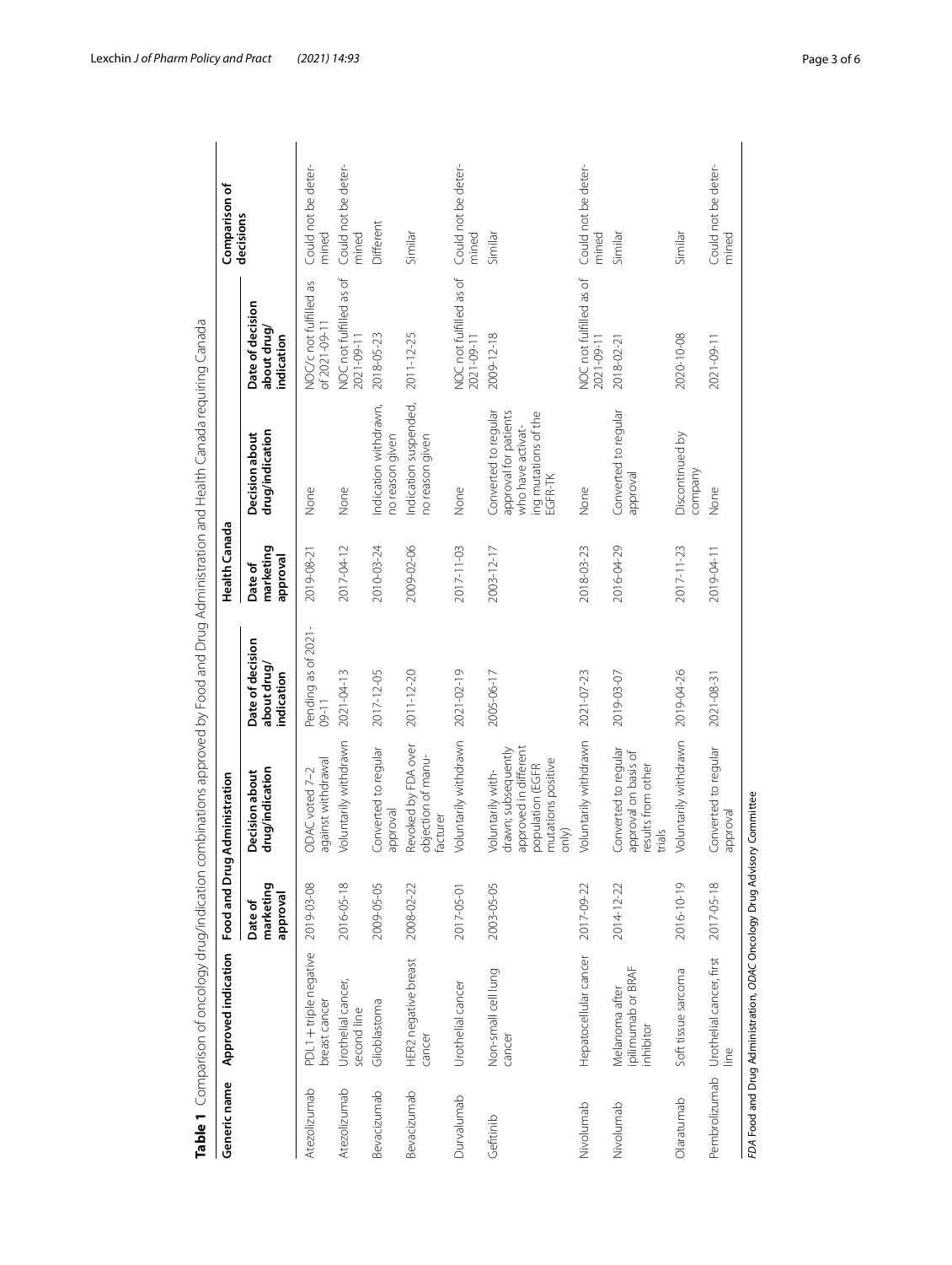**Table 1** Comparison of oncology drug/indication combinations approved by Food and Drug Administration and Health Canada requiring Canada

| Generic name | Approved indication | Food and Drug Administration | | | Health Canada | | | Comparison of decisions |
|---|---|---|---|---|---|---|---|---|
| | | Date of marketing approval | Decision about drug/indication | Date of decision about drug/indication | Date of marketing approval | Decision about drug/indication | Date of decision about drug/indication | |
| Atezolizumab | PDL1 + triple negative breast cancer | 2019-03-08 | ODAC voted 7–2 against withdrawal | Pending as of 2021-09-11 | 2019-08-21 | None | NOC/c not fulfilled as of 2021-09-11 | Could not be determined |
| Atezolizumab | Urothelial cancer, second line | 2016-05-18 | Voluntarily withdrawn | 2021-04-13 | 2017-04-12 | None | NOC not fulfilled as of 2021-09-11 | Could not be determined |
| Bevacizumab | Glioblastoma | 2009-05-05 | Converted to regular approval | 2017-12-05 | 2010-03-24 | Indication withdrawn, no reason given | 2018-05-23 | Different |
| Bevacizumab | HER2 negative breast cancer | 2008-02-22 | Revoked by FDA over objection of manufacturer | 2011-12-20 | 2009-02-06 | Indication suspended, no reason given | 2011-12-25 | Similar |
| Durvalumab | Urothelial cancer | 2017-05-01 | Voluntarily withdrawn | 2021-02-19 | 2017-11-03 | None | NOC not fulfilled as of 2021-09-11 | Could not be determined |
| Gefitinib | Non-small cell lung cancer | 2003-05-05 | Voluntarily withdrawn; subsequently approved in different population (EGFR mutations positive only) | 2005-06-17 | 2003-12-17 | Converted to regular approval for patients who have activating mutations of the EGFR-TK | 2009-12-18 | Similar |
| Nivolumab | Hepatocellular cancer | 2017-09-22 | Voluntarily withdrawn | 2021-07-23 | 2018-03-23 | None | NOC not fulfilled as of 2021-09-11 | Could not be determined |
| Nivolumab | Melanoma after ipilimumab or BRAF inhibitor | 2014-12-22 | Converted to regular approval on basis of results from other trials | 2019-03-07 | 2016-04-29 | Converted to regular approval | 2018-02-21 | Similar |
| Olaratumab | Soft tissue sarcoma | 2016-10-19 | Voluntarily withdrawn | 2019-04-26 | 2017-11-23 | Discontinued by company | 2020-10-08 | Similar |
| Pembrolizumab | Urothelial cancer, first line | 2017-05-18 | Converted to regular approval | 2021-08-31 | 2019-04-11 | None | 2021-09-11 | Could not be determined |

*FDA* Food and Drug Administration, *ODAC* Oncology Drug Advisory Committee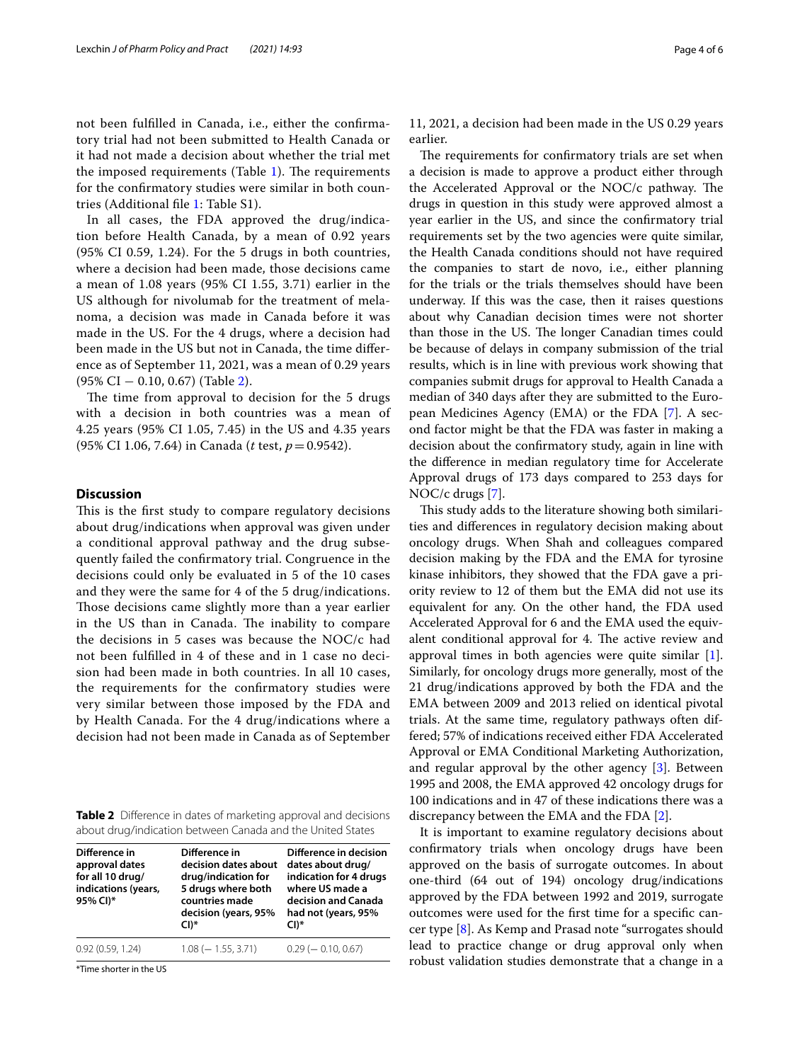not been fulfilled in Canada, i.e., either the confirmatory trial had not been submitted to Health Canada or it had not made a decision about whether the trial met the imposed requirements (Table 1). The requirements for the confirmatory studies were similar in both countries (Additional file 1: Table S1).

In all cases, the FDA approved the drug/indication before Health Canada, by a mean of 0.92 years (95% CI 0.59, 1.24). For the 5 drugs in both countries, where a decision had been made, those decisions came a mean of 1.08 years (95% CI 1.55, 3.71) earlier in the US although for nivolumab for the treatment of melanoma, a decision was made in Canada before it was made in the US. For the 4 drugs, where a decision had been made in the US but not in Canada, the time difference as of September 11, 2021, was a mean of 0.29 years (95% CI − 0.10, 0.67) (Table 2).

The time from approval to decision for the 5 drugs with a decision in both countries was a mean of 4.25 years (95% CI 1.05, 7.45) in the US and 4.35 years (95% CI 1.06, 7.64) in Canada (*t* test, $p = 0.9542$).

## Discussion

This is the first study to compare regulatory decisions about drug/indications when approval was given under a conditional approval pathway and the drug subsequently failed the confirmatory trial. Congruence in the decisions could only be evaluated in 5 of the 10 cases and they were the same for 4 of the 5 drug/indications. Those decisions came slightly more than a year earlier in the US than in Canada. The inability to compare the decisions in 5 cases was because the NOC/c had not been fulfilled in 4 of these and in 1 case no decision had been made in both countries. In all 10 cases, the requirements for the confirmatory studies were very similar between those imposed by the FDA and by Health Canada. For the 4 drug/indications where a decision had not been made in Canada as of September 11, 2021, a decision had been made in the US 0.29 years earlier.

**Table 2** Difference in dates of marketing approval and decisions about drug/indication between Canada and the United States

| Difference in approval dates for all 10 drug/indications (years, 95% CI)* | Difference in decision dates about drug/indication for 5 drugs where both countries made decision (years, 95% CI)* | Difference in decision dates about drug/indication for 4 drugs where US made a decision and Canada had not (years, 95% CI)* |
|---|---|---|
| 0.92 (0.59, 1.24) | 1.08 (− 1.55, 3.71) | 0.29 (− 0.10, 0.67) |

*Time shorter in the US

The requirements for confirmatory trials are set when a decision is made to approve a product either through the Accelerated Approval or the NOC/c pathway. The drugs in question in this study were approved almost a year earlier in the US, and since the confirmatory trial requirements set by the two agencies were quite similar, the Health Canada conditions should not have required the companies to start de novo, i.e., either planning for the trials or the trials themselves should have been underway. If this was the case, then it raises questions about why Canadian decision times were not shorter than those in the US. The longer Canadian times could be because of delays in company submission of the trial results, which is in line with previous work showing that companies submit drugs for approval to Health Canada a median of 340 days after they are submitted to the European Medicines Agency (EMA) or the FDA [7]. A second factor might be that the FDA was faster in making a decision about the confirmatory study, again in line with the difference in median regulatory time for Accelerate Approval drugs of 173 days compared to 253 days for NOC/c drugs [7].

This study adds to the literature showing both similarities and differences in regulatory decision making about oncology drugs. When Shah and colleagues compared decision making by the FDA and the EMA for tyrosine kinase inhibitors, they showed that the FDA gave a priority review to 12 of them but the EMA did not use its equivalent for any. On the other hand, the FDA used Accelerated Approval for 6 and the EMA used the equivalent conditional approval for 4. The active review and approval times in both agencies were quite similar [1]. Similarly, for oncology drugs more generally, most of the 21 drug/indications approved by both the FDA and the EMA between 2009 and 2013 relied on identical pivotal trials. At the same time, regulatory pathways often differed; 57% of indications received either FDA Accelerated Approval or EMA Conditional Marketing Authorization, and regular approval by the other agency [3]. Between 1995 and 2008, the EMA approved 42 oncology drugs for 100 indications and in 47 of these indications there was a discrepancy between the EMA and the FDA [2].

It is important to examine regulatory decisions about confirmatory trials when oncology drugs have been approved on the basis of surrogate outcomes. In about one-third (64 out of 194) oncology drug/indications approved by the FDA between 1992 and 2019, surrogate outcomes were used for the first time for a specific cancer type [8]. As Kemp and Prasad note "surrogates should lead to practice change or drug approval only when robust validation studies demonstrate that a change in a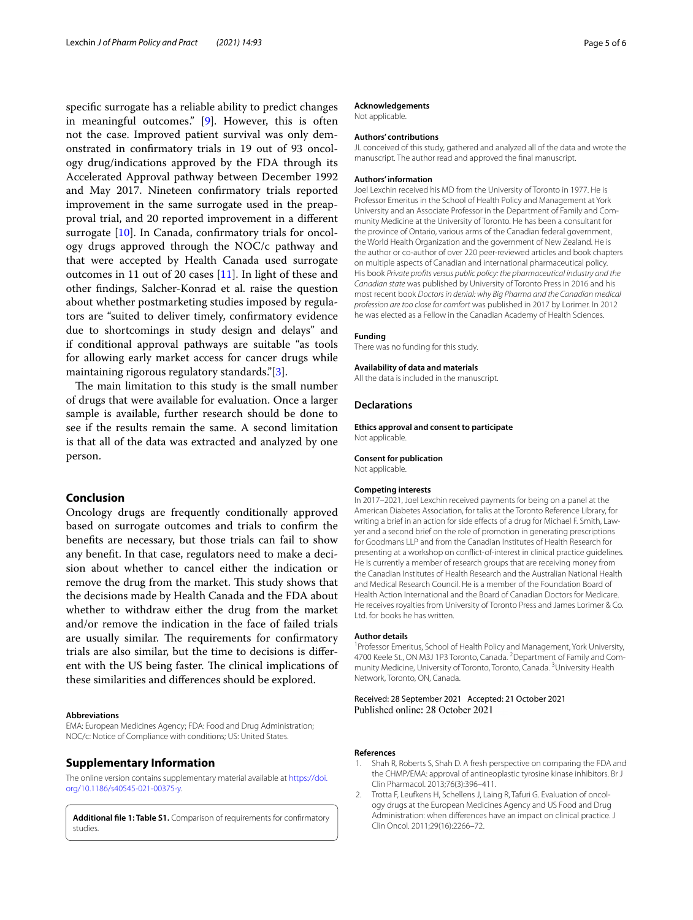specific surrogate has a reliable ability to predict changes in meaningful outcomes." [9]. However, this is often not the case. Improved patient survival was only demonstrated in confirmatory trials in 19 out of 93 oncology drug/indications approved by the FDA through its Accelerated Approval pathway between December 1992 and May 2017. Nineteen confirmatory trials reported improvement in the same surrogate used in the preapproval trial, and 20 reported improvement in a different surrogate [10]. In Canada, confirmatory trials for oncology drugs approved through the NOC/c pathway and that were accepted by Health Canada used surrogate outcomes in 11 out of 20 cases [11]. In light of these and other findings, Salcher-Konrad et al. raise the question about whether postmarketing studies imposed by regulators are "suited to deliver timely, confirmatory evidence due to shortcomings in study design and delays" and if conditional approval pathways are suitable "as tools for allowing early market access for cancer drugs while maintaining rigorous regulatory standards." [3].

The main limitation to this study is the small number of drugs that were available for evaluation. Once a larger sample is available, further research should be done to see if the results remain the same. A second limitation is that all of the data was extracted and analyzed by one person.

## Conclusion

Oncology drugs are frequently conditionally approved based on surrogate outcomes and trials to confirm the benefits are necessary, but those trials can fail to show any benefit. In that case, regulators need to make a decision about whether to cancel either the indication or remove the drug from the market. This study shows that the decisions made by Health Canada and the FDA about whether to withdraw either the drug from the market and/or remove the indication in the face of failed trials are usually similar. The requirements for confirmatory trials are also similar, but the time to decisions is different with the US being faster. The clinical implications of these similarities and differences should be explored.

#### Abbreviations

EMA: European Medicines Agency; FDA: Food and Drug Administration; NOC/c: Notice of Compliance with conditions; US: United States.

## Supplementary Information

The online version contains supplementary material available at https://doi.org/10.1186/s40545-021-00375-y.

**Additional file 1: Table S1.** Comparison of requirements for confirmatory studies.

#### Acknowledgements

Not applicable.

#### Authors' contributions

JL conceived of this study, gathered and analyzed all of the data and wrote the manuscript. The author read and approved the final manuscript.

#### Authors' information

Joel Lexchin received his MD from the University of Toronto in 1977. He is Professor Emeritus in the School of Health Policy and Management at York University and an Associate Professor in the Department of Family and Community Medicine at the University of Toronto. He has been a consultant for the province of Ontario, various arms of the Canadian federal government, the World Health Organization and the government of New Zealand. He is the author or co-author of over 220 peer-reviewed articles and book chapters on multiple aspects of Canadian and international pharmaceutical policy. His book *Private profits versus public policy: the pharmaceutical industry and the Canadian state* was published by University of Toronto Press in 2016 and his most recent book *Doctors in denial: why Big Pharma and the Canadian medical profession are too close for comfort* was published in 2017 by Lorimer. In 2012 he was elected as a Fellow in the Canadian Academy of Health Sciences.

#### Funding

There was no funding for this study.

#### Availability of data and materials

All the data is included in the manuscript.

## Declarations

#### Ethics approval and consent to participate

Not applicable.

#### Consent for publication

Not applicable.

#### Competing interests

In 2017–2021, Joel Lexchin received payments for being on a panel at the American Diabetes Association, for talks at the Toronto Reference Library, for writing a brief in an action for side effects of a drug for Michael F. Smith, Lawyer and a second brief on the role of promotion in generating prescriptions for Goodmans LLP and from the Canadian Institutes of Health Research for presenting at a workshop on conflict-of-interest in clinical practice guidelines. He is currently a member of research groups that are receiving money from the Canadian Institutes of Health Research and the Australian National Health and Medical Research Council. He is a member of the Foundation Board of Health Action International and the Board of Canadian Doctors for Medicare. He receives royalties from University of Toronto Press and James Lorimer & Co. Ltd. for books he has written.

#### Author details

[1] Professor Emeritus, School of Health Policy and Management, York University, 4700 Keele St., ON M3J 1P3 Toronto, Canada. [2] Department of Family and Community Medicine, University of Toronto, Toronto, Canada. [3] University Health Network, Toronto, ON, Canada.

Received: 28 September 2021 Accepted: 21 October 2021
Published online: 28 October 2021

#### References

1. Shah R, Roberts S, Shah D. A fresh perspective on comparing the FDA and the CHMP/EMA: approval of antineoplastic tyrosine kinase inhibitors. Br J Clin Pharmacol. 2013;76(3):396–411.
2. Trotta F, Leufkens H, Schellens J, Laing R, Tafuri G. Evaluation of oncology drugs at the European Medicines Agency and US Food and Drug Administration: when differences have an impact on clinical practice. J Clin Oncol. 2011;29(16):2266–72.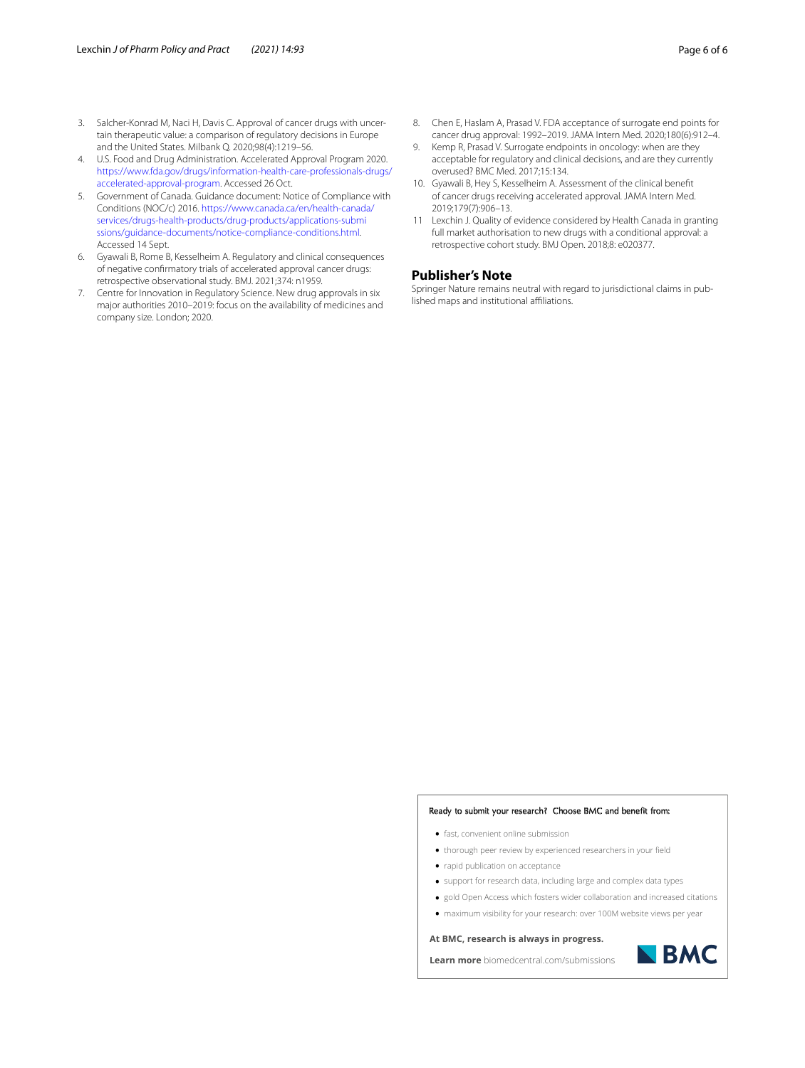3. Salcher-Konrad M, Naci H, Davis C. Approval of cancer drugs with uncertain therapeutic value: a comparison of regulatory decisions in Europe and the United States. Milbank Q. 2020;98(4):1219–56.
4. U.S. Food and Drug Administration. Accelerated Approval Program 2020. https://www.fda.gov/drugs/information-health-care-professionals-drugs/accelerated-approval-program. Accessed 26 Oct.
5. Government of Canada. Guidance document: Notice of Compliance with Conditions (NOC/c) 2016. https://www.canada.ca/en/health-canada/services/drugs-health-products/drug-products/applications-submissions/guidance-documents/notice-compliance-conditions.html. Accessed 14 Sept.
6. Gyawali B, Rome B, Kesselheim A. Regulatory and clinical consequences of negative confirmatory trials of accelerated approval cancer drugs: retrospective observational study. BMJ. 2021;374: n1959.
7. Centre for Innovation in Regulatory Science. New drug approvals in six major authorities 2010–2019: focus on the availability of medicines and company size. London; 2020.
8. Chen E, Haslam A, Prasad V. FDA acceptance of surrogate end points for cancer drug approval: 1992–2019. JAMA Intern Med. 2020;180(6):912–4.
9. Kemp R, Prasad V. Surrogate endpoints in oncology: when are they acceptable for regulatory and clinical decisions, and are they currently overused? BMC Med. 2017;15:134.
10. Gyawali B, Hey S, Kesselheim A. Assessment of the clinical benefit of cancer drugs receiving accelerated approval. JAMA Intern Med. 2019;179(7):906–13.
11. Lexchin J. Quality of evidence considered by Health Canada in granting full market authorisation to new drugs with a conditional approval: a retrospective cohort study. BMJ Open. 2018;8: e020377.

## Publisher's Note

Springer Nature remains neutral with regard to jurisdictional claims in published maps and institutional affiliations.

Ready to submit your research? Choose BMC and benefit from:

- fast, convenient online submission
- thorough peer review by experienced researchers in your field
- rapid publication on acceptance
- support for research data, including large and complex data types
- gold Open Access which fosters wider collaboration and increased citations
- maximum visibility for your research: over 100M website views per year

**At BMC, research is always in progress.**

**Learn more** biomedcentral.com/submissions

BMC